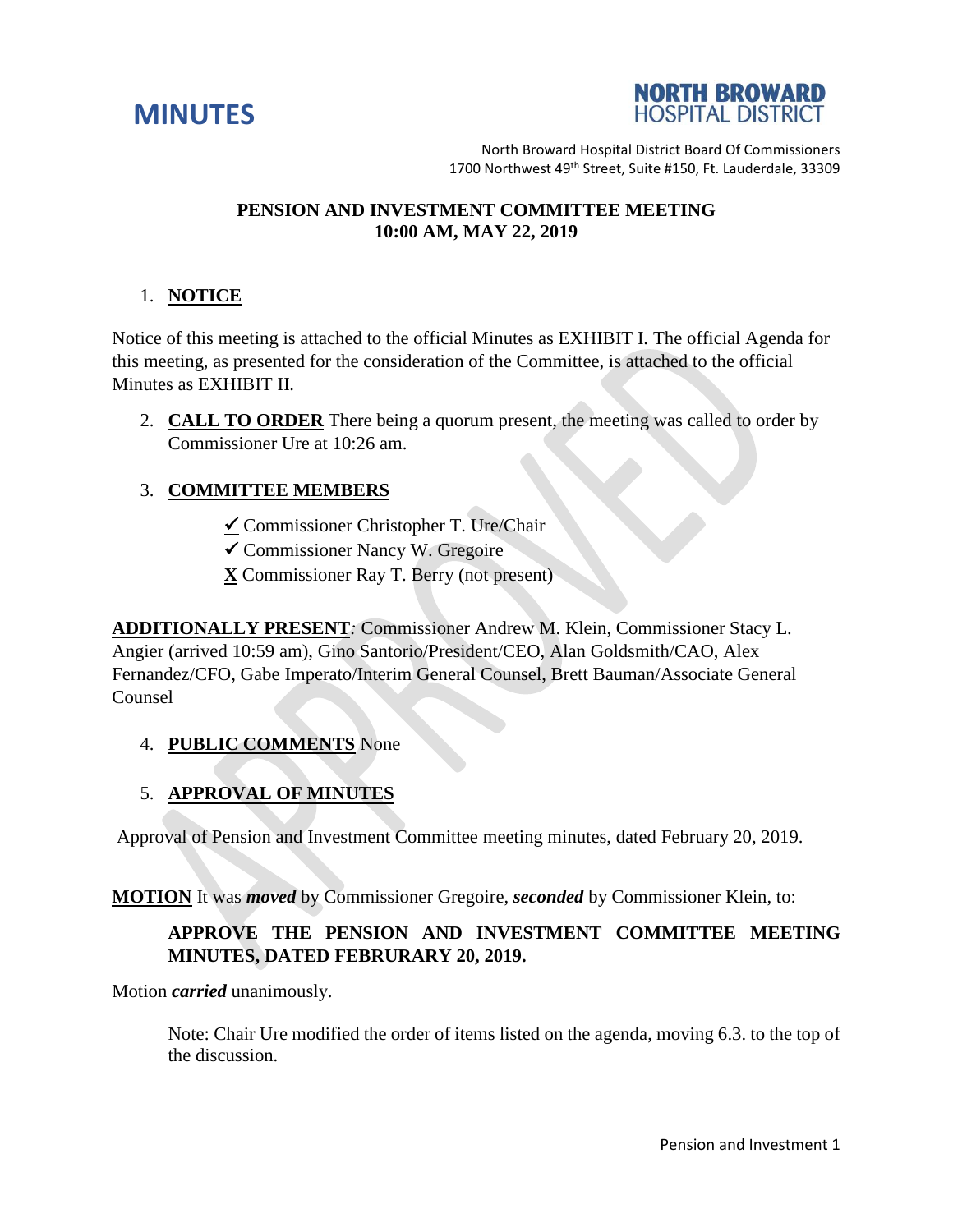# MINUTES

**NORTH BROWARD HOSPITAL DISTRICT**

North Broward Hospital District Board Of Commissioners
1700 Northwest 49th Street, Suite #150, Ft. Lauderdale, 33309

## PENSION AND INVESTMENT COMMITTEE MEETING
## 10:00 AM, MAY 22, 2019

1. **NOTICE**

Notice of this meeting is attached to the official Minutes as EXHIBIT I. The official Agenda for this meeting, as presented for the consideration of the Committee, is attached to the official Minutes as EXHIBIT II.

2. **CALL TO ORDER** There being a quorum present, the meeting was called to order by Commissioner Ure at 10:26 am.

3. **COMMITTEE MEMBERS**

   ✔ Commissioner Christopher T. Ure/Chair
   ✔ Commissioner Nancy W. Gregoire
   **X** Commissioner Ray T. Berry (not present)

**ADDITIONALLY PRESENT***:* Commissioner Andrew M. Klein, Commissioner Stacy L. Angier (arrived 10:59 am), Gino Santorio/President/CEO, Alan Goldsmith/CAO, Alex Fernandez/CFO, Gabe Imperato/Interim General Counsel, Brett Bauman/Associate General Counsel

4. **PUBLIC COMMENTS** None

5. **APPROVAL OF MINUTES**

Approval of Pension and Investment Committee meeting minutes, dated February 20, 2019.

**MOTION** It was ***moved*** by Commissioner Gregoire, ***seconded*** by Commissioner Klein, to:

> **APPROVE THE PENSION AND INVESTMENT COMMITTEE MEETING MINUTES, DATED FEBRURARY 20, 2019.**

Motion ***carried*** unanimously.

> Note: Chair Ure modified the order of items listed on the agenda, moving 6.3. to the top of the discussion.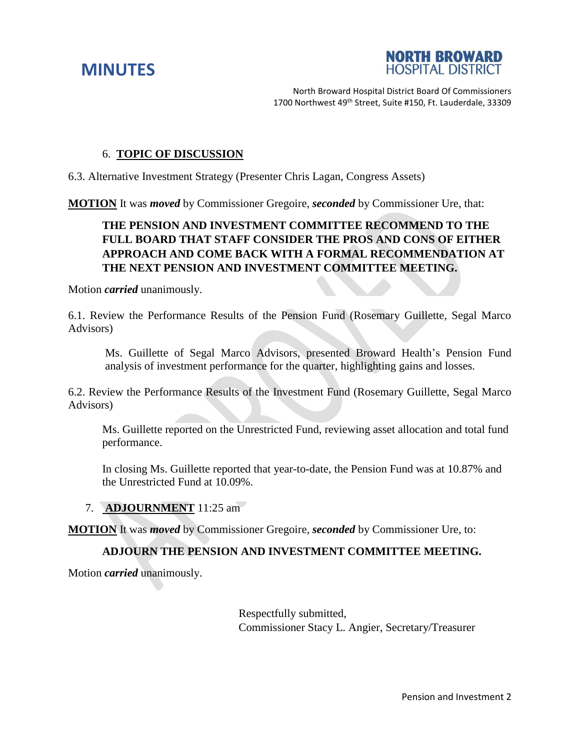# MINUTES

North Broward Hospital District Board Of Commissioners
1700 Northwest 49th Street, Suite #150, Ft. Lauderdale, 33309

6. **TOPIC OF DISCUSSION**

6.3. Alternative Investment Strategy (Presenter Chris Lagan, Congress Assets)

**MOTION** It was ***moved*** by Commissioner Gregoire, ***seconded*** by Commissioner Ure, that:

**THE PENSION AND INVESTMENT COMMITTEE RECOMMEND TO THE FULL BOARD THAT STAFF CONSIDER THE PROS AND CONS OF EITHER APPROACH AND COME BACK WITH A FORMAL RECOMMENDATION AT THE NEXT PENSION AND INVESTMENT COMMITTEE MEETING.**

Motion ***carried*** unanimously.

6.1. Review the Performance Results of the Pension Fund (Rosemary Guillette, Segal Marco Advisors)

Ms. Guillette of Segal Marco Advisors, presented Broward Health's Pension Fund analysis of investment performance for the quarter, highlighting gains and losses.

6.2. Review the Performance Results of the Investment Fund (Rosemary Guillette, Segal Marco Advisors)

Ms. Guillette reported on the Unrestricted Fund, reviewing asset allocation and total fund performance.

In closing Ms. Guillette reported that year-to-date, the Pension Fund was at 10.87% and the Unrestricted Fund at 10.09%.

7. **ADJOURNMENT** 11:25 am

**MOTION** It was ***moved*** by Commissioner Gregoire, ***seconded*** by Commissioner Ure, to:

**ADJOURN THE PENSION AND INVESTMENT COMMITTEE MEETING.**

Motion ***carried*** unanimously.

Respectfully submitted,
Commissioner Stacy L. Angier, Secretary/Treasurer